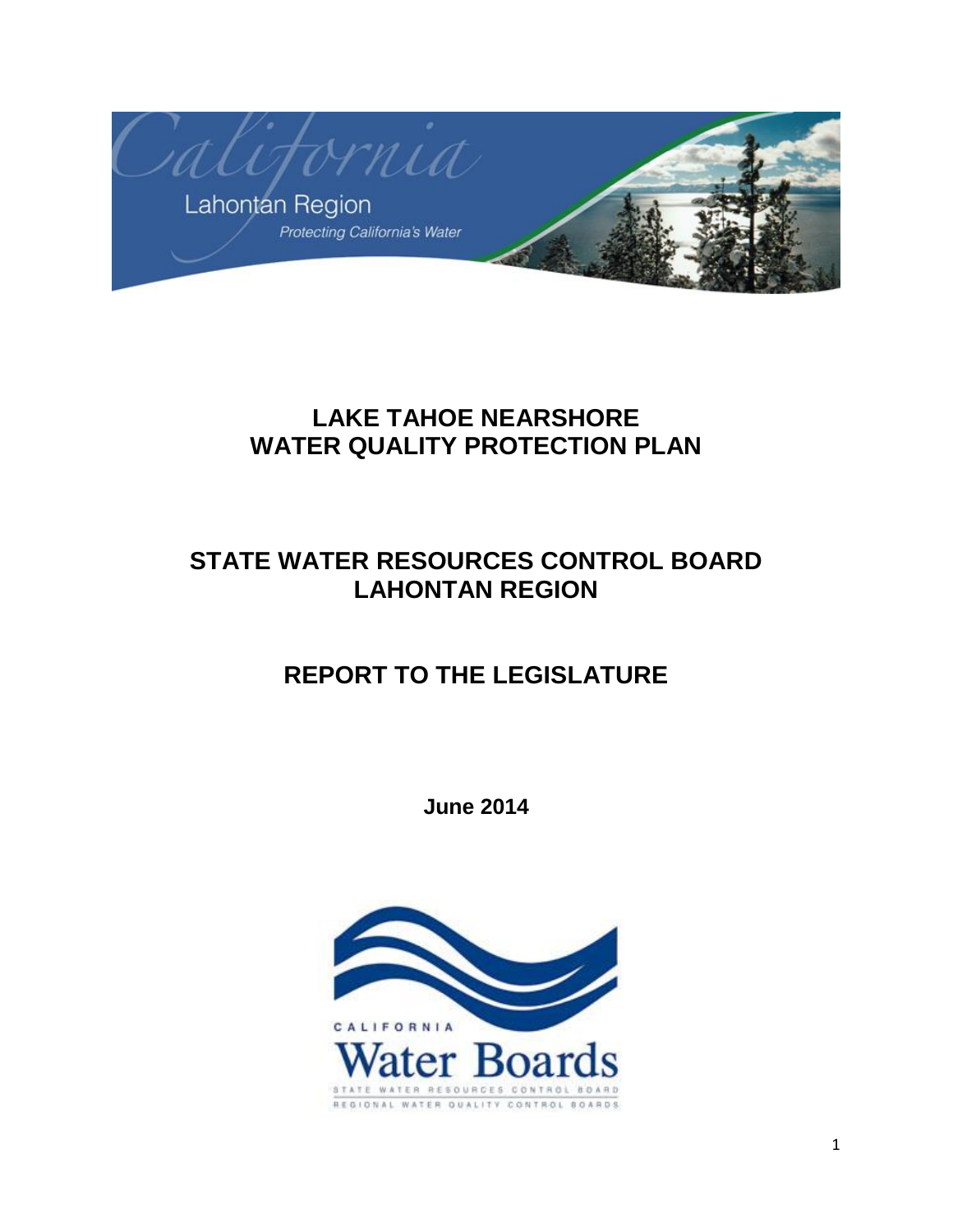California

Lahontan Region

*Protecting California's Water*

# LAKE TAHOE NEARSHORE WATER QUALITY PROTECTION PLAN

## STATE WATER RESOURCES CONTROL BOARD LAHONTAN REGION

## REPORT TO THE LEGISLATURE

**June 2014**

CALIFORNIA

Water Boards

STATE WATER RESOURCES CONTROL BOARD

REGIONAL WATER QUALITY CONTROL BOARDS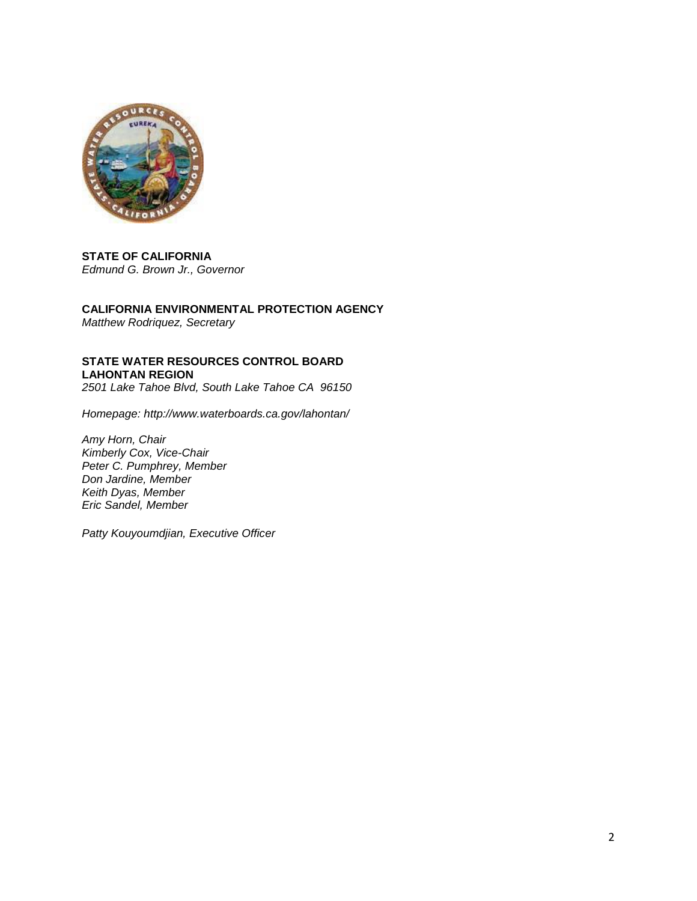**STATE OF CALIFORNIA**
*Edmund G. Brown Jr., Governor*

**CALIFORNIA ENVIRONMENTAL PROTECTION AGENCY**
*Matthew Rodriquez, Secretary*

**STATE WATER RESOURCES CONTROL BOARD**
**LAHONTAN REGION**
*2501 Lake Tahoe Blvd, South Lake Tahoe CA 96150*

*Homepage: http://www.waterboards.ca.gov/lahontan/*

*Amy Horn, Chair*
*Kimberly Cox, Vice-Chair*
*Peter C. Pumphrey, Member*
*Don Jardine, Member*
*Keith Dyas, Member*
*Eric Sandel, Member*

*Patty Kouyoumdjian, Executive Officer*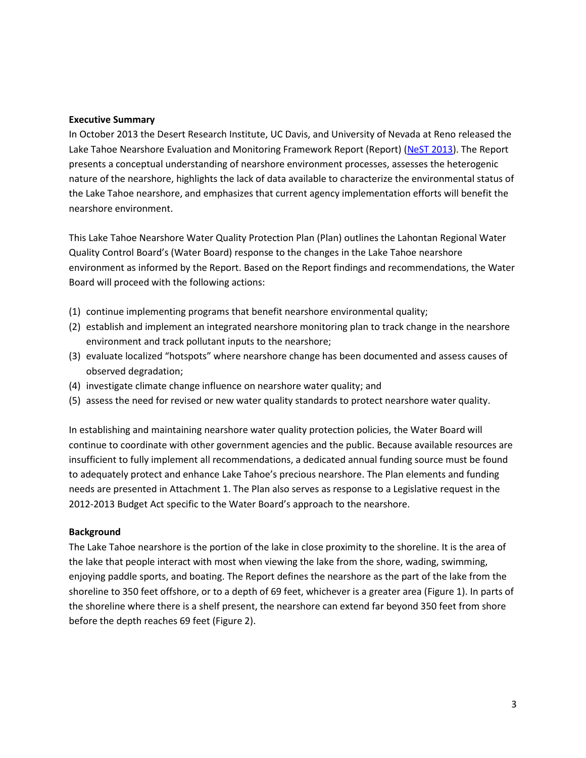**Executive Summary**

In October 2013 the Desert Research Institute, UC Davis, and University of Nevada at Reno released the Lake Tahoe Nearshore Evaluation and Monitoring Framework Report (Report) (NeST 2013). The Report presents a conceptual understanding of nearshore environment processes, assesses the heterogenic nature of the nearshore, highlights the lack of data available to characterize the environmental status of the Lake Tahoe nearshore, and emphasizes that current agency implementation efforts will benefit the nearshore environment.

This Lake Tahoe Nearshore Water Quality Protection Plan (Plan) outlines the Lahontan Regional Water Quality Control Board's (Water Board) response to the changes in the Lake Tahoe nearshore environment as informed by the Report. Based on the Report findings and recommendations, the Water Board will proceed with the following actions:

(1) continue implementing programs that benefit nearshore environmental quality;
(2) establish and implement an integrated nearshore monitoring plan to track change in the nearshore environment and track pollutant inputs to the nearshore;
(3) evaluate localized "hotspots" where nearshore change has been documented and assess causes of observed degradation;
(4) investigate climate change influence on nearshore water quality; and
(5) assess the need for revised or new water quality standards to protect nearshore water quality.

In establishing and maintaining nearshore water quality protection policies, the Water Board will continue to coordinate with other government agencies and the public. Because available resources are insufficient to fully implement all recommendations, a dedicated annual funding source must be found to adequately protect and enhance Lake Tahoe's precious nearshore. The Plan elements and funding needs are presented in Attachment 1. The Plan also serves as response to a Legislative request in the 2012-2013 Budget Act specific to the Water Board's approach to the nearshore.

**Background**

The Lake Tahoe nearshore is the portion of the lake in close proximity to the shoreline. It is the area of the lake that people interact with most when viewing the lake from the shore, wading, swimming, enjoying paddle sports, and boating. The Report defines the nearshore as the part of the lake from the shoreline to 350 feet offshore, or to a depth of 69 feet, whichever is a greater area (Figure 1). In parts of the shoreline where there is a shelf present, the nearshore can extend far beyond 350 feet from shore before the depth reaches 69 feet (Figure 2).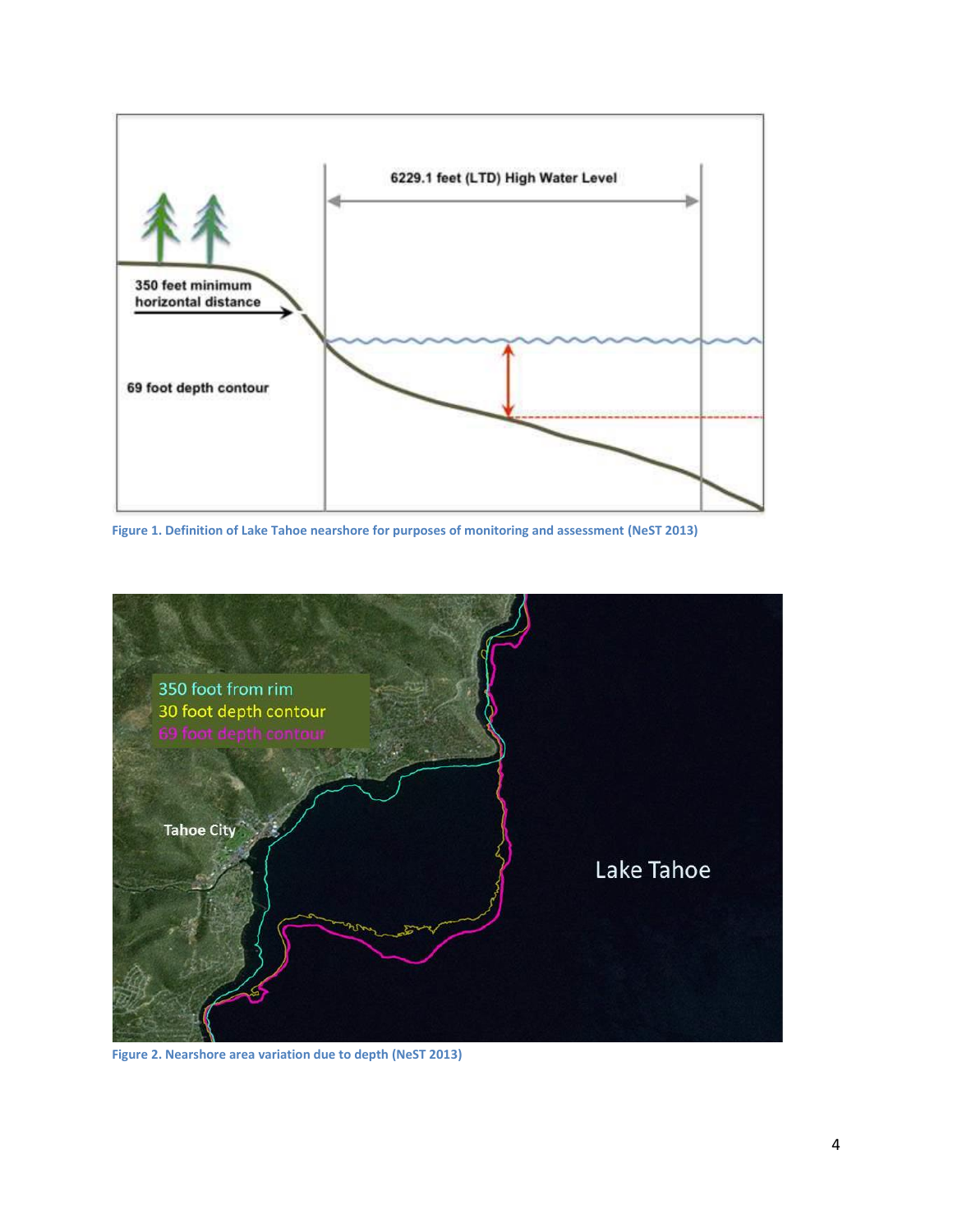Figure 1. Definition of Lake Tahoe nearshore for purposes of monitoring and assessment (NeST 2013)

Figure 2. Nearshore area variation due to depth (NeST 2013)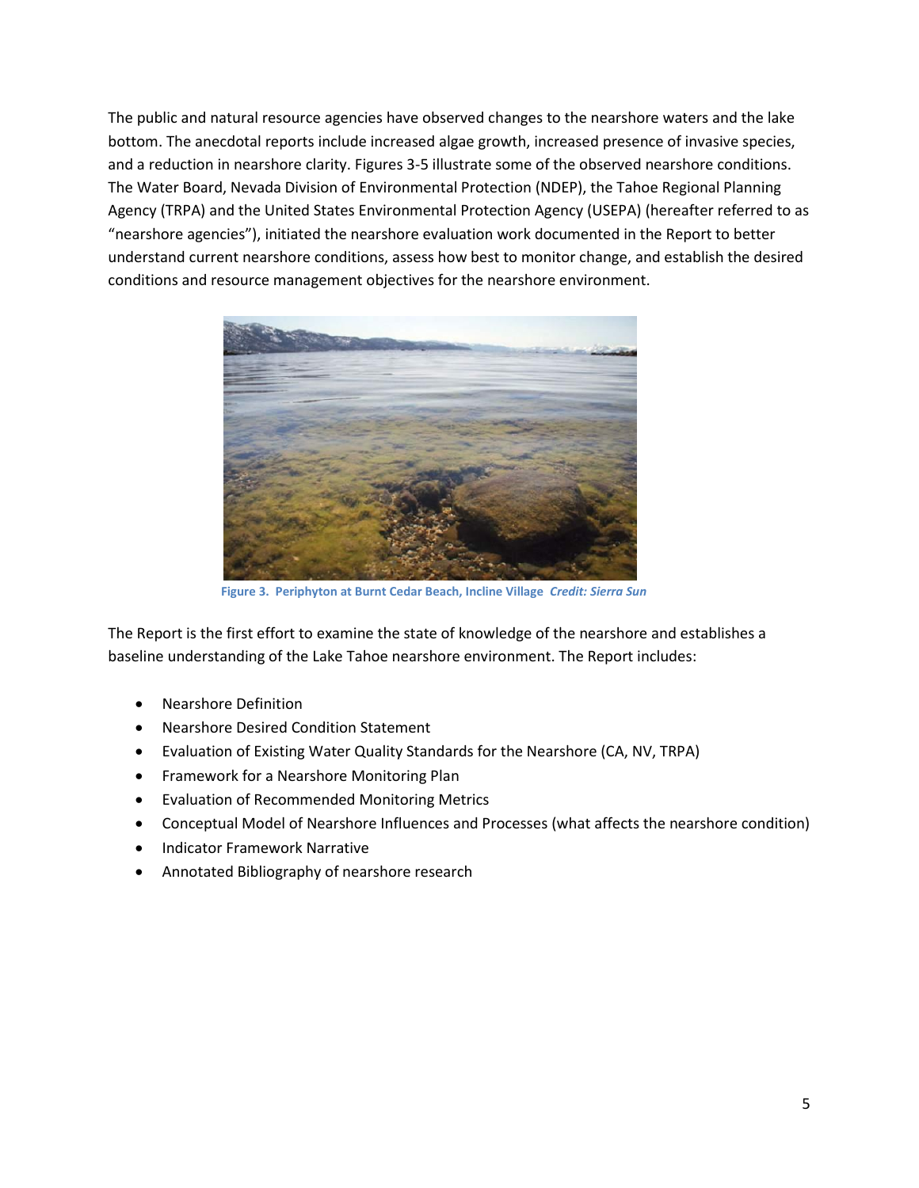The public and natural resource agencies have observed changes to the nearshore waters and the lake bottom. The anecdotal reports include increased algae growth, increased presence of invasive species, and a reduction in nearshore clarity. Figures 3-5 illustrate some of the observed nearshore conditions. The Water Board, Nevada Division of Environmental Protection (NDEP), the Tahoe Regional Planning Agency (TRPA) and the United States Environmental Protection Agency (USEPA) (hereafter referred to as "nearshore agencies"), initiated the nearshore evaluation work documented in the Report to better understand current nearshore conditions, assess how best to monitor change, and establish the desired conditions and resource management objectives for the nearshore environment.

**Figure 3. Periphyton at Burnt Cedar Beach, Incline Village** ***Credit: Sierra Sun***

The Report is the first effort to examine the state of knowledge of the nearshore and establishes a baseline understanding of the Lake Tahoe nearshore environment. The Report includes:

- Nearshore Definition
- Nearshore Desired Condition Statement
- Evaluation of Existing Water Quality Standards for the Nearshore (CA, NV, TRPA)
- Framework for a Nearshore Monitoring Plan
- Evaluation of Recommended Monitoring Metrics
- Conceptual Model of Nearshore Influences and Processes (what affects the nearshore condition)
- Indicator Framework Narrative
- Annotated Bibliography of nearshore research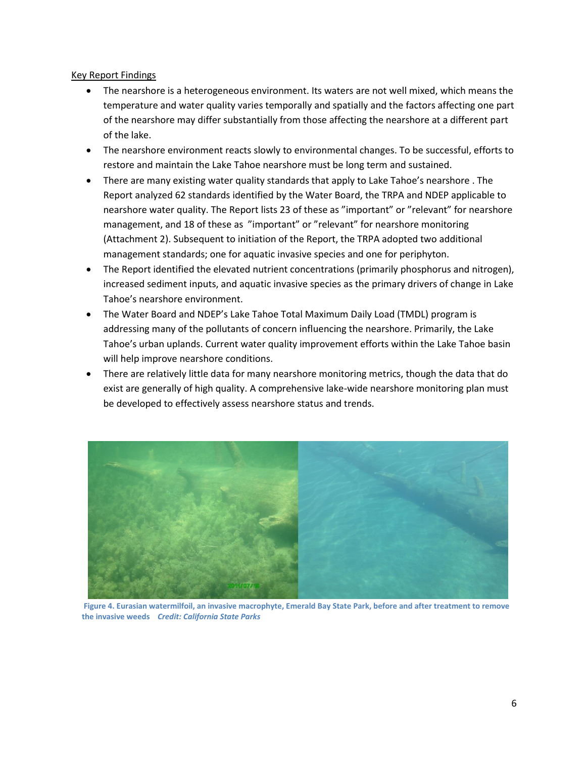Key Report Findings

- The nearshore is a heterogeneous environment. Its waters are not well mixed, which means the temperature and water quality varies temporally and spatially and the factors affecting one part of the nearshore may differ substantially from those affecting the nearshore at a different part of the lake.
- The nearshore environment reacts slowly to environmental changes. To be successful, efforts to restore and maintain the Lake Tahoe nearshore must be long term and sustained.
- There are many existing water quality standards that apply to Lake Tahoe's nearshore . The Report analyzed 62 standards identified by the Water Board, the TRPA and NDEP applicable to nearshore water quality. The Report lists 23 of these as "important" or "relevant" for nearshore management, and 18 of these as "important" or "relevant" for nearshore monitoring (Attachment 2). Subsequent to initiation of the Report, the TRPA adopted two additional management standards; one for aquatic invasive species and one for periphyton.
- The Report identified the elevated nutrient concentrations (primarily phosphorus and nitrogen), increased sediment inputs, and aquatic invasive species as the primary drivers of change in Lake Tahoe's nearshore environment.
- The Water Board and NDEP's Lake Tahoe Total Maximum Daily Load (TMDL) program is addressing many of the pollutants of concern influencing the nearshore. Primarily, the Lake Tahoe's urban uplands. Current water quality improvement efforts within the Lake Tahoe basin will help improve nearshore conditions.
- There are relatively little data for many nearshore monitoring metrics, though the data that do exist are generally of high quality. A comprehensive lake-wide nearshore monitoring plan must be developed to effectively assess nearshore status and trends.

**Figure 4. Eurasian watermilfoil, an invasive macrophyte, Emerald Bay State Park, before and after treatment to remove the invasive weeds** ***Credit: California State Parks***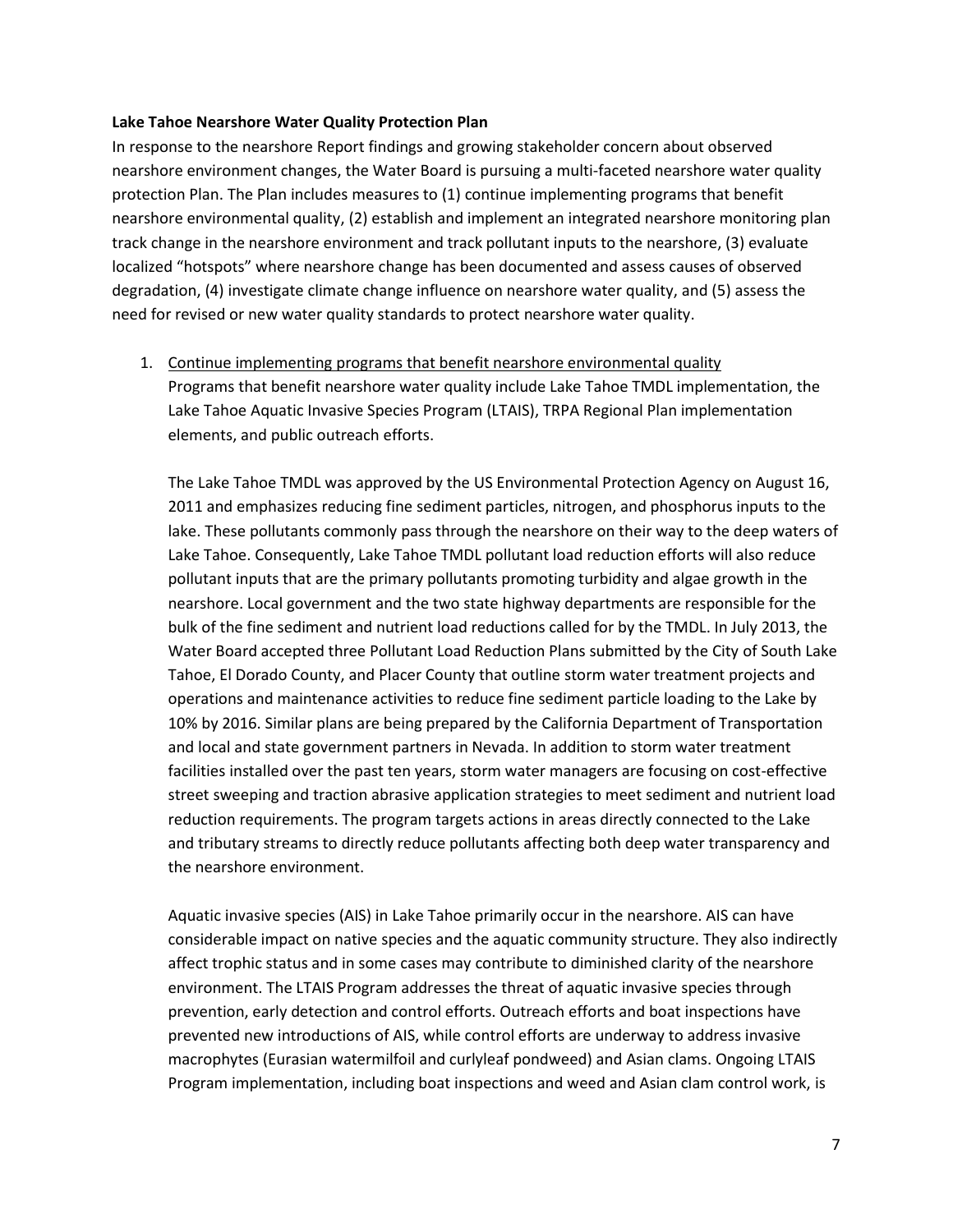**Lake Tahoe Nearshore Water Quality Protection Plan**

In response to the nearshore Report findings and growing stakeholder concern about observed nearshore environment changes, the Water Board is pursuing a multi-faceted nearshore water quality protection Plan. The Plan includes measures to (1) continue implementing programs that benefit nearshore environmental quality, (2) establish and implement an integrated nearshore monitoring plan track change in the nearshore environment and track pollutant inputs to the nearshore, (3) evaluate localized "hotspots" where nearshore change has been documented and assess causes of observed degradation, (4) investigate climate change influence on nearshore water quality, and (5) assess the need for revised or new water quality standards to protect nearshore water quality.

1. <u>Continue implementing programs that benefit nearshore environmental quality</u>
   Programs that benefit nearshore water quality include Lake Tahoe TMDL implementation, the Lake Tahoe Aquatic Invasive Species Program (LTAIS), TRPA Regional Plan implementation elements, and public outreach efforts.

   The Lake Tahoe TMDL was approved by the US Environmental Protection Agency on August 16, 2011 and emphasizes reducing fine sediment particles, nitrogen, and phosphorus inputs to the lake. These pollutants commonly pass through the nearshore on their way to the deep waters of Lake Tahoe. Consequently, Lake Tahoe TMDL pollutant load reduction efforts will also reduce pollutant inputs that are the primary pollutants promoting turbidity and algae growth in the nearshore. Local government and the two state highway departments are responsible for the bulk of the fine sediment and nutrient load reductions called for by the TMDL. In July 2013, the Water Board accepted three Pollutant Load Reduction Plans submitted by the City of South Lake Tahoe, El Dorado County, and Placer County that outline storm water treatment projects and operations and maintenance activities to reduce fine sediment particle loading to the Lake by 10% by 2016. Similar plans are being prepared by the California Department of Transportation and local and state government partners in Nevada. In addition to storm water treatment facilities installed over the past ten years, storm water managers are focusing on cost-effective street sweeping and traction abrasive application strategies to meet sediment and nutrient load reduction requirements. The program targets actions in areas directly connected to the Lake and tributary streams to directly reduce pollutants affecting both deep water transparency and the nearshore environment.

   Aquatic invasive species (AIS) in Lake Tahoe primarily occur in the nearshore. AIS can have considerable impact on native species and the aquatic community structure. They also indirectly affect trophic status and in some cases may contribute to diminished clarity of the nearshore environment. The LTAIS Program addresses the threat of aquatic invasive species through prevention, early detection and control efforts. Outreach efforts and boat inspections have prevented new introductions of AIS, while control efforts are underway to address invasive macrophytes (Eurasian watermilfoil and curlyleaf pondweed) and Asian clams. Ongoing LTAIS Program implementation, including boat inspections and weed and Asian clam control work, is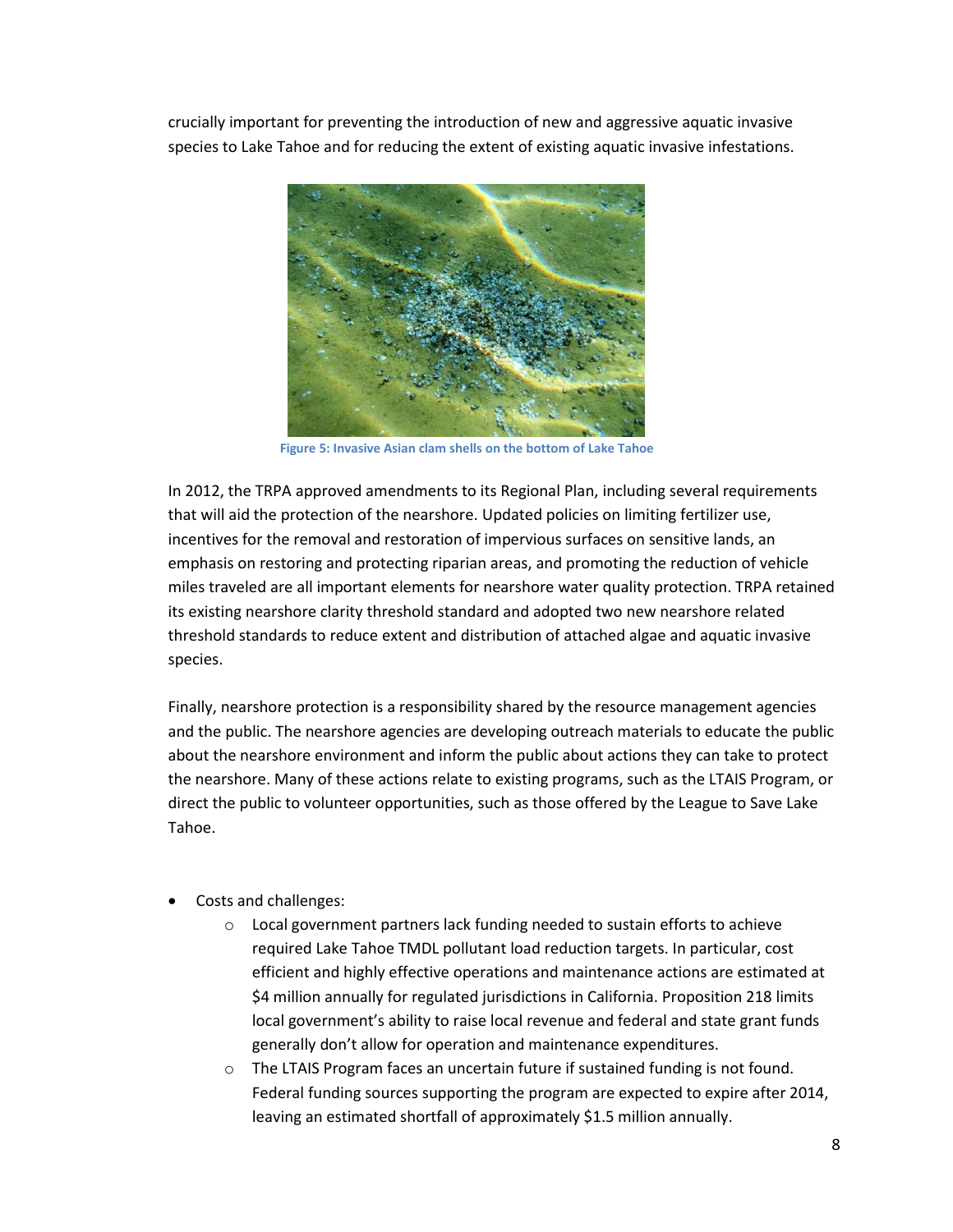crucially important for preventing the introduction of new and aggressive aquatic invasive species to Lake Tahoe and for reducing the extent of existing aquatic invasive infestations.

Figure 5: Invasive Asian clam shells on the bottom of Lake Tahoe

In 2012, the TRPA approved amendments to its Regional Plan, including several requirements that will aid the protection of the nearshore. Updated policies on limiting fertilizer use, incentives for the removal and restoration of impervious surfaces on sensitive lands, an emphasis on restoring and protecting riparian areas, and promoting the reduction of vehicle miles traveled are all important elements for nearshore water quality protection. TRPA retained its existing nearshore clarity threshold standard and adopted two new nearshore related threshold standards to reduce extent and distribution of attached algae and aquatic invasive species.

Finally, nearshore protection is a responsibility shared by the resource management agencies and the public. The nearshore agencies are developing outreach materials to educate the public about the nearshore environment and inform the public about actions they can take to protect the nearshore. Many of these actions relate to existing programs, such as the LTAIS Program, or direct the public to volunteer opportunities, such as those offered by the League to Save Lake Tahoe.

- Costs and challenges:
  - Local government partners lack funding needed to sustain efforts to achieve required Lake Tahoe TMDL pollutant load reduction targets. In particular, cost efficient and highly effective operations and maintenance actions are estimated at $4 million annually for regulated jurisdictions in California. Proposition 218 limits local government's ability to raise local revenue and federal and state grant funds generally don't allow for operation and maintenance expenditures.
  - The LTAIS Program faces an uncertain future if sustained funding is not found. Federal funding sources supporting the program are expected to expire after 2014, leaving an estimated shortfall of approximately $1.5 million annually.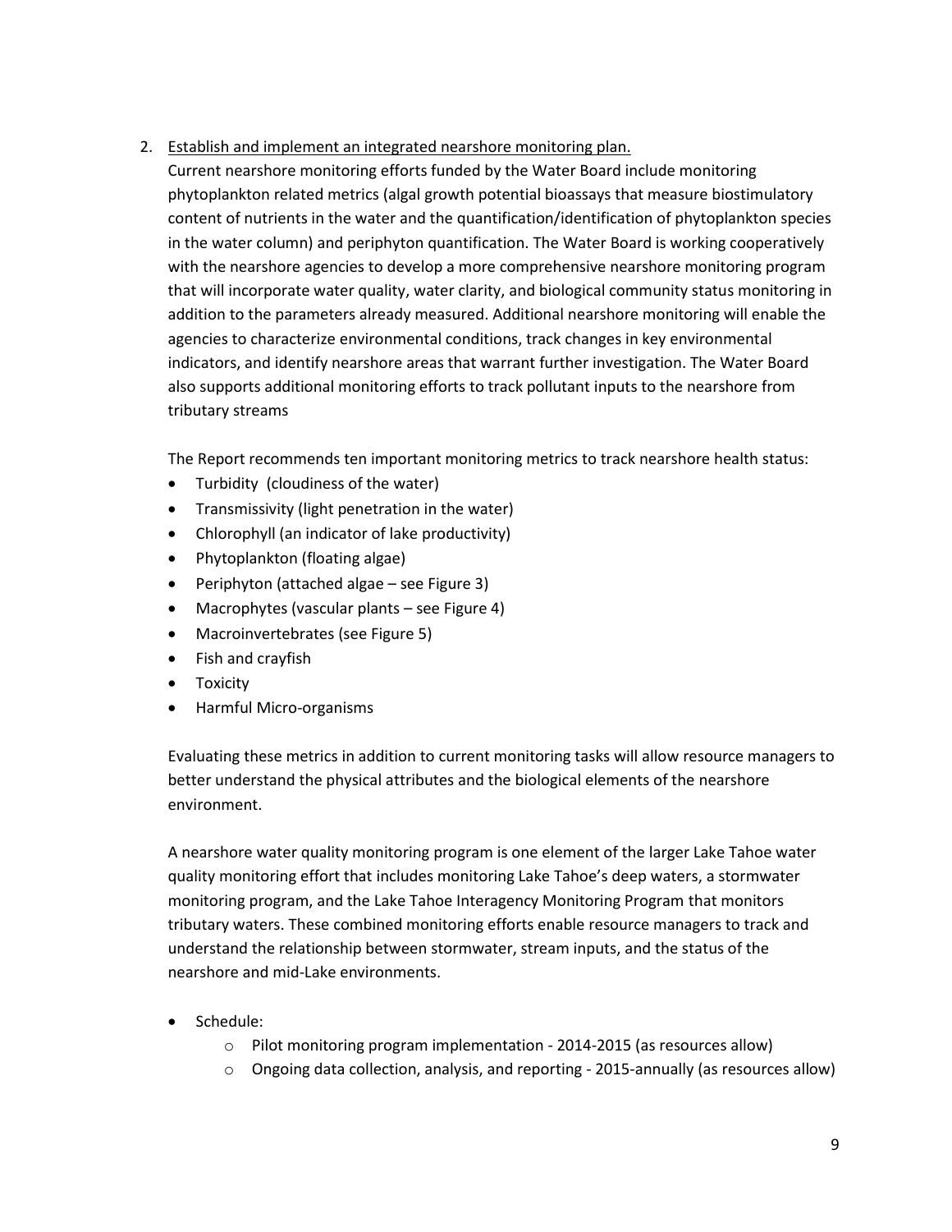2. <u>Establish and implement an integrated nearshore monitoring plan.</u>

   Current nearshore monitoring efforts funded by the Water Board include monitoring phytoplankton related metrics (algal growth potential bioassays that measure biostimulatory content of nutrients in the water and the quantification/identification of phytoplankton species in the water column) and periphyton quantification. The Water Board is working cooperatively with the nearshore agencies to develop a more comprehensive nearshore monitoring program that will incorporate water quality, water clarity, and biological community status monitoring in addition to the parameters already measured. Additional nearshore monitoring will enable the agencies to characterize environmental conditions, track changes in key environmental indicators, and identify nearshore areas that warrant further investigation. The Water Board also supports additional monitoring efforts to track pollutant inputs to the nearshore from tributary streams

   The Report recommends ten important monitoring metrics to track nearshore health status:

   - Turbidity (cloudiness of the water)
   - Transmissivity (light penetration in the water)
   - Chlorophyll (an indicator of lake productivity)
   - Phytoplankton (floating algae)
   - Periphyton (attached algae – see Figure 3)
   - Macrophytes (vascular plants – see Figure 4)
   - Macroinvertebrates (see Figure 5)
   - Fish and crayfish
   - Toxicity
   - Harmful Micro-organisms

   Evaluating these metrics in addition to current monitoring tasks will allow resource managers to better understand the physical attributes and the biological elements of the nearshore environment.

   A nearshore water quality monitoring program is one element of the larger Lake Tahoe water quality monitoring effort that includes monitoring Lake Tahoe's deep waters, a stormwater monitoring program, and the Lake Tahoe Interagency Monitoring Program that monitors tributary waters. These combined monitoring efforts enable resource managers to track and understand the relationship between stormwater, stream inputs, and the status of the nearshore and mid-Lake environments.

   - Schedule:
     - Pilot monitoring program implementation - 2014-2015 (as resources allow)
     - Ongoing data collection, analysis, and reporting - 2015-annually (as resources allow)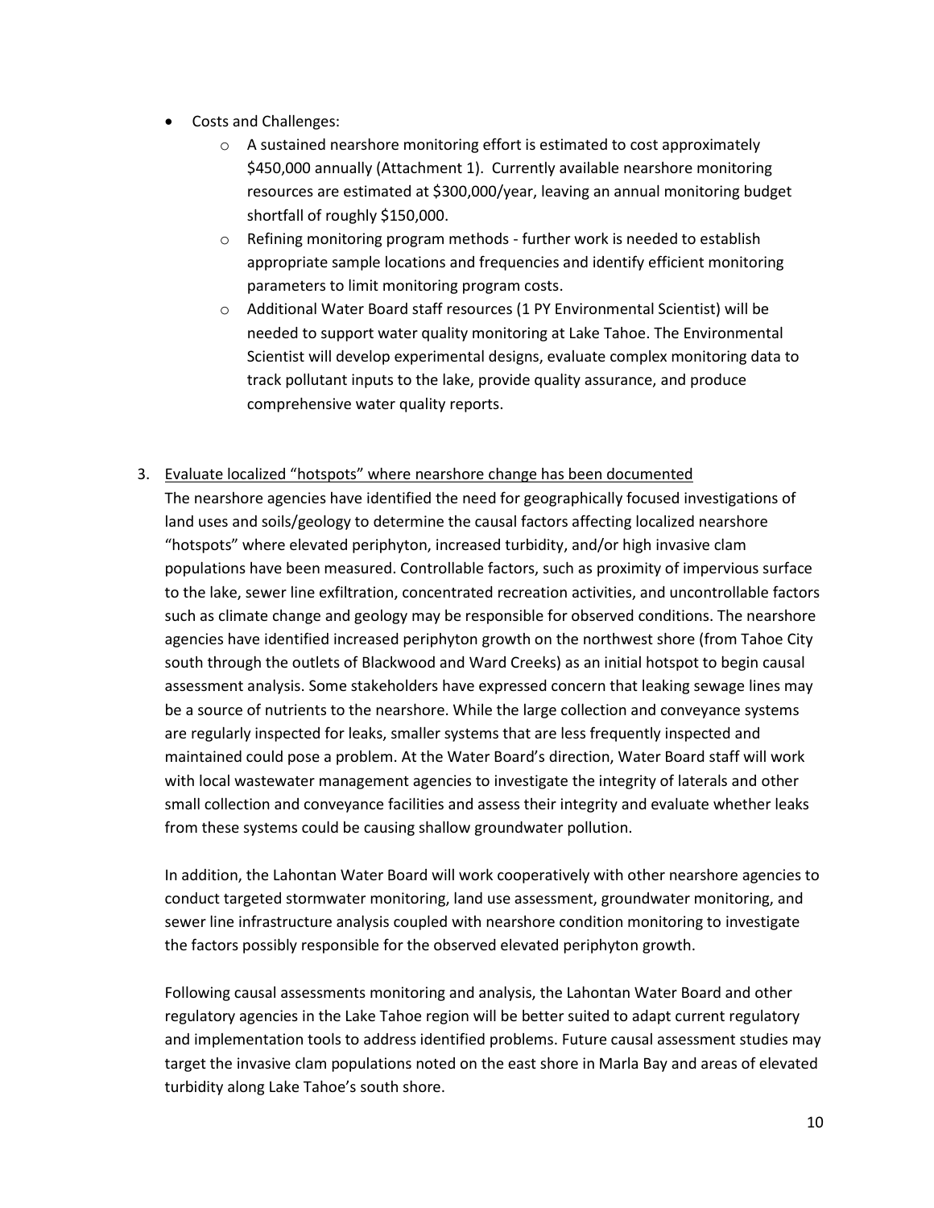- Costs and Challenges:
  - A sustained nearshore monitoring effort is estimated to cost approximately $450,000 annually (Attachment 1). Currently available nearshore monitoring resources are estimated at $300,000/year, leaving an annual monitoring budget shortfall of roughly $150,000.
  - Refining monitoring program methods - further work is needed to establish appropriate sample locations and frequencies and identify efficient monitoring parameters to limit monitoring program costs.
  - Additional Water Board staff resources (1 PY Environmental Scientist) will be needed to support water quality monitoring at Lake Tahoe. The Environmental Scientist will develop experimental designs, evaluate complex monitoring data to track pollutant inputs to the lake, provide quality assurance, and produce comprehensive water quality reports.

3. <u>Evaluate localized "hotspots" where nearshore change has been documented</u>

   The nearshore agencies have identified the need for geographically focused investigations of land uses and soils/geology to determine the causal factors affecting localized nearshore "hotspots" where elevated periphyton, increased turbidity, and/or high invasive clam populations have been measured. Controllable factors, such as proximity of impervious surface to the lake, sewer line exfiltration, concentrated recreation activities, and uncontrollable factors such as climate change and geology may be responsible for observed conditions. The nearshore agencies have identified increased periphyton growth on the northwest shore (from Tahoe City south through the outlets of Blackwood and Ward Creeks) as an initial hotspot to begin causal assessment analysis. Some stakeholders have expressed concern that leaking sewage lines may be a source of nutrients to the nearshore. While the large collection and conveyance systems are regularly inspected for leaks, smaller systems that are less frequently inspected and maintained could pose a problem. At the Water Board's direction, Water Board staff will work with local wastewater management agencies to investigate the integrity of laterals and other small collection and conveyance facilities and assess their integrity and evaluate whether leaks from these systems could be causing shallow groundwater pollution.

   In addition, the Lahontan Water Board will work cooperatively with other nearshore agencies to conduct targeted stormwater monitoring, land use assessment, groundwater monitoring, and sewer line infrastructure analysis coupled with nearshore condition monitoring to investigate the factors possibly responsible for the observed elevated periphyton growth.

   Following causal assessments monitoring and analysis, the Lahontan Water Board and other regulatory agencies in the Lake Tahoe region will be better suited to adapt current regulatory and implementation tools to address identified problems. Future causal assessment studies may target the invasive clam populations noted on the east shore in Marla Bay and areas of elevated turbidity along Lake Tahoe's south shore.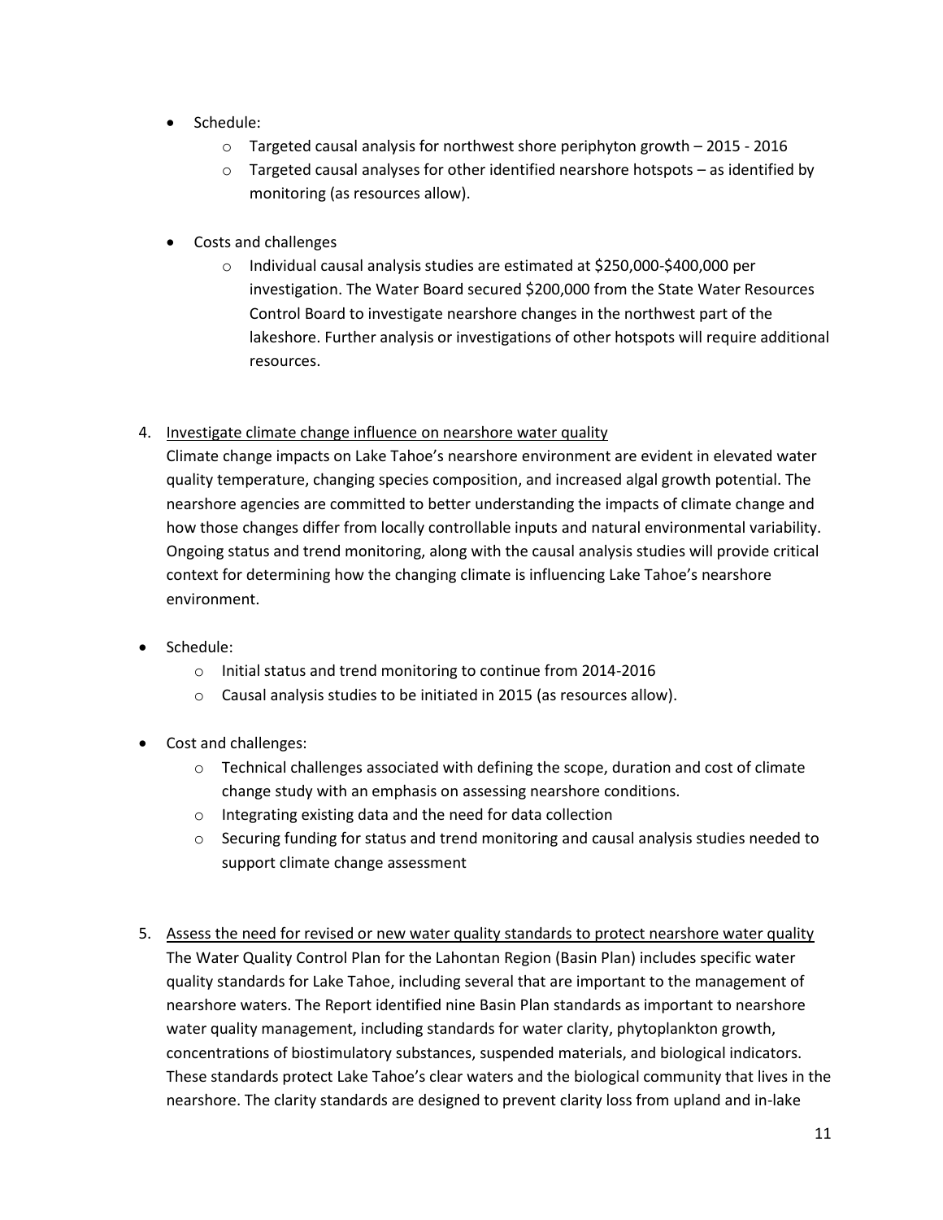- Schedule:
    - Targeted causal analysis for northwest shore periphyton growth – 2015 - 2016
    - Targeted causal analyses for other identified nearshore hotspots – as identified by monitoring (as resources allow).

- Costs and challenges
    - Individual causal analysis studies are estimated at $250,000-$400,000 per investigation. The Water Board secured $200,000 from the State Water Resources Control Board to investigate nearshore changes in the northwest part of the lakeshore. Further analysis or investigations of other hotspots will require additional resources.

4. <u>Investigate climate change influence on nearshore water quality</u>
   Climate change impacts on Lake Tahoe's nearshore environment are evident in elevated water quality temperature, changing species composition, and increased algal growth potential. The nearshore agencies are committed to better understanding the impacts of climate change and how those changes differ from locally controllable inputs and natural environmental variability. Ongoing status and trend monitoring, along with the causal analysis studies will provide critical context for determining how the changing climate is influencing Lake Tahoe's nearshore environment.

- Schedule:
    - Initial status and trend monitoring to continue from 2014-2016
    - Causal analysis studies to be initiated in 2015 (as resources allow).

- Cost and challenges:
    - Technical challenges associated with defining the scope, duration and cost of climate change study with an emphasis on assessing nearshore conditions.
    - Integrating existing data and the need for data collection
    - Securing funding for status and trend monitoring and causal analysis studies needed to support climate change assessment

5. <u>Assess the need for revised or new water quality standards to protect nearshore water quality</u>
   The Water Quality Control Plan for the Lahontan Region (Basin Plan) includes specific water quality standards for Lake Tahoe, including several that are important to the management of nearshore waters. The Report identified nine Basin Plan standards as important to nearshore water quality management, including standards for water clarity, phytoplankton growth, concentrations of biostimulatory substances, suspended materials, and biological indicators. These standards protect Lake Tahoe's clear waters and the biological community that lives in the nearshore. The clarity standards are designed to prevent clarity loss from upland and in-lake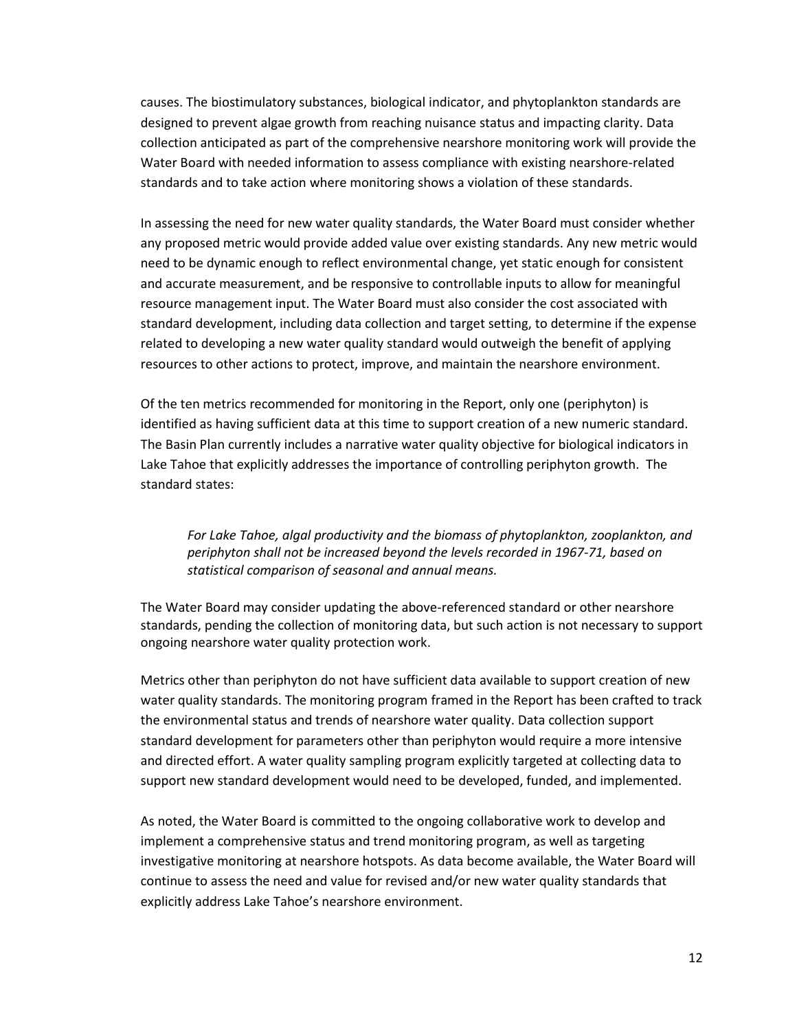causes. The biostimulatory substances, biological indicator, and phytoplankton standards are designed to prevent algae growth from reaching nuisance status and impacting clarity. Data collection anticipated as part of the comprehensive nearshore monitoring work will provide the Water Board with needed information to assess compliance with existing nearshore-related standards and to take action where monitoring shows a violation of these standards.

In assessing the need for new water quality standards, the Water Board must consider whether any proposed metric would provide added value over existing standards. Any new metric would need to be dynamic enough to reflect environmental change, yet static enough for consistent and accurate measurement, and be responsive to controllable inputs to allow for meaningful resource management input. The Water Board must also consider the cost associated with standard development, including data collection and target setting, to determine if the expense related to developing a new water quality standard would outweigh the benefit of applying resources to other actions to protect, improve, and maintain the nearshore environment.

Of the ten metrics recommended for monitoring in the Report, only one (periphyton) is identified as having sufficient data at this time to support creation of a new numeric standard. The Basin Plan currently includes a narrative water quality objective for biological indicators in Lake Tahoe that explicitly addresses the importance of controlling periphyton growth. The standard states:

> *For Lake Tahoe, algal productivity and the biomass of phytoplankton, zooplankton, and periphyton shall not be increased beyond the levels recorded in 1967-71, based on statistical comparison of seasonal and annual means.*

The Water Board may consider updating the above-referenced standard or other nearshore standards, pending the collection of monitoring data, but such action is not necessary to support ongoing nearshore water quality protection work.

Metrics other than periphyton do not have sufficient data available to support creation of new water quality standards. The monitoring program framed in the Report has been crafted to track the environmental status and trends of nearshore water quality. Data collection support standard development for parameters other than periphyton would require a more intensive and directed effort. A water quality sampling program explicitly targeted at collecting data to support new standard development would need to be developed, funded, and implemented.

As noted, the Water Board is committed to the ongoing collaborative work to develop and implement a comprehensive status and trend monitoring program, as well as targeting investigative monitoring at nearshore hotspots. As data become available, the Water Board will continue to assess the need and value for revised and/or new water quality standards that explicitly address Lake Tahoe's nearshore environment.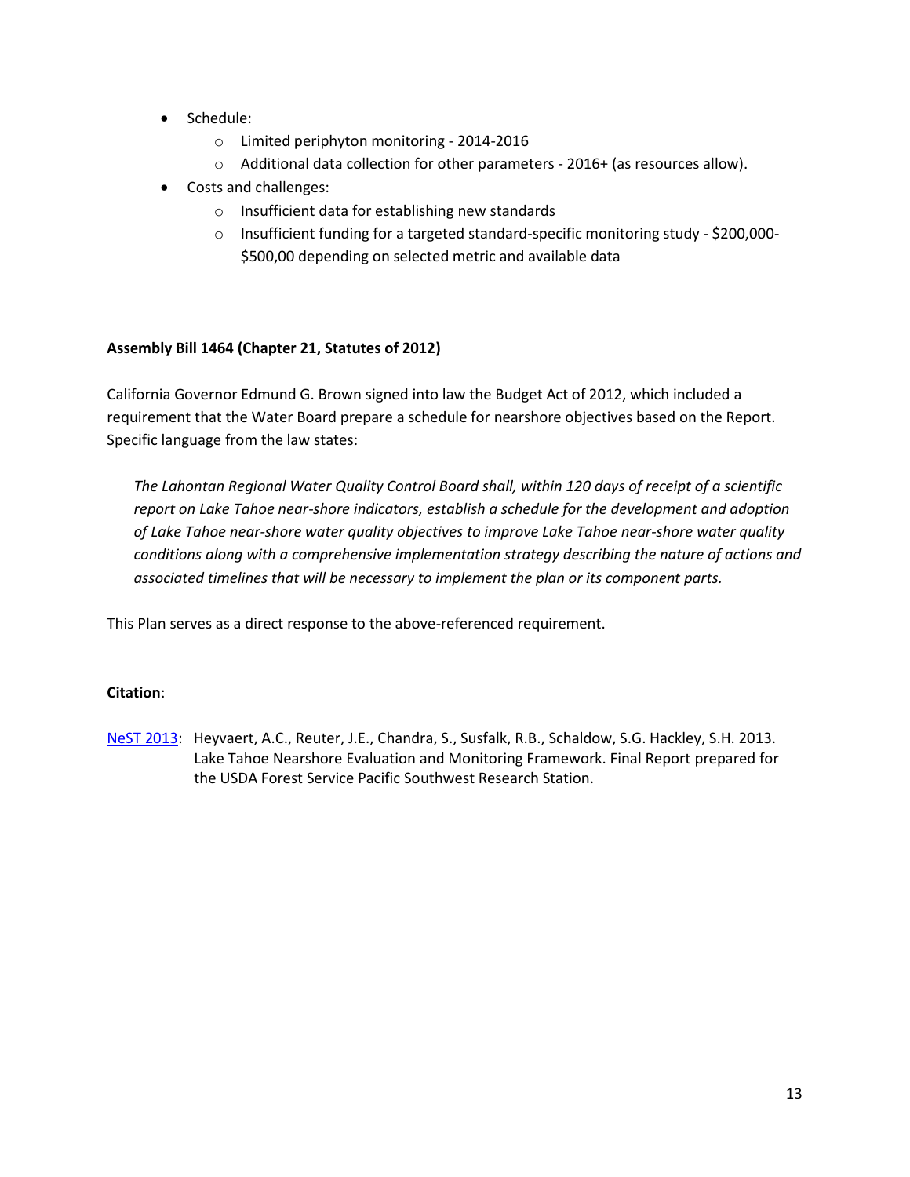- Schedule:
    - Limited periphyton monitoring - 2014-2016
    - Additional data collection for other parameters - 2016+ (as resources allow).
- Costs and challenges:
    - Insufficient data for establishing new standards
    - Insufficient funding for a targeted standard-specific monitoring study - $200,000-$500,00 depending on selected metric and available data

**Assembly Bill 1464 (Chapter 21, Statutes of 2012)**

California Governor Edmund G. Brown signed into law the Budget Act of 2012, which included a requirement that the Water Board prepare a schedule for nearshore objectives based on the Report. Specific language from the law states:

*The Lahontan Regional Water Quality Control Board shall, within 120 days of receipt of a scientific report on Lake Tahoe near-shore indicators, establish a schedule for the development and adoption of Lake Tahoe near-shore water quality objectives to improve Lake Tahoe near-shore water quality conditions along with a comprehensive implementation strategy describing the nature of actions and associated timelines that will be necessary to implement the plan or its component parts.*

This Plan serves as a direct response to the above-referenced requirement.

**Citation**:

NeST 2013: Heyvaert, A.C., Reuter, J.E., Chandra, S., Susfalk, R.B., Schaldow, S.G. Hackley, S.H. 2013. Lake Tahoe Nearshore Evaluation and Monitoring Framework. Final Report prepared for the USDA Forest Service Pacific Southwest Research Station.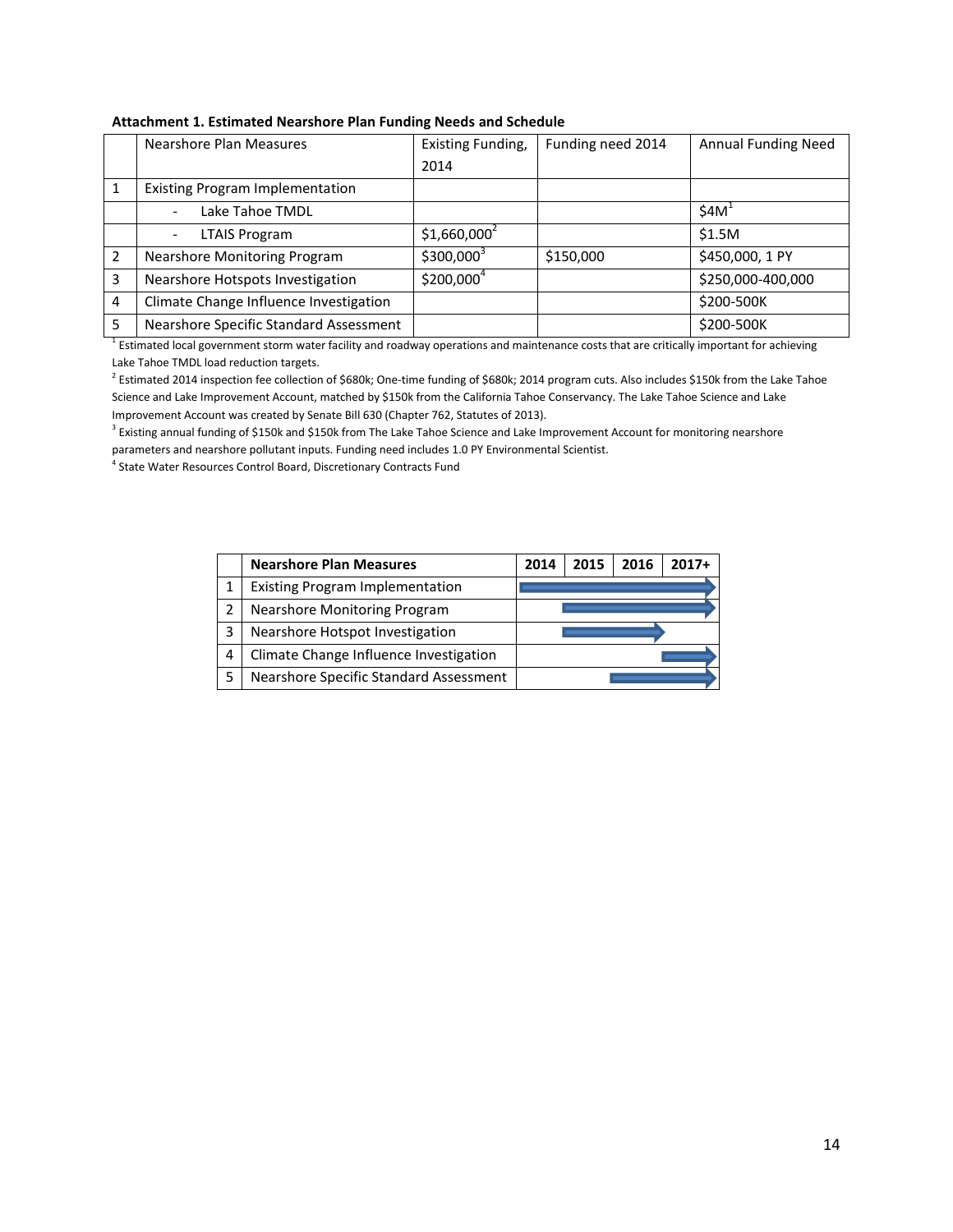**Attachment 1. Estimated Nearshore Plan Funding Needs and Schedule**

| | Nearshore Plan Measures | Existing Funding, 2014 | Funding need 2014 | Annual Funding Need |
|---|---|---|---|---|
| 1 | Existing Program Implementation | | | |
| | - Lake Tahoe TMDL | | | $4M[1] |
| | - LTAIS Program | $1,660,000[2] | | $1.5M |
| 2 | Nearshore Monitoring Program | $300,000[3] | $150,000 | $450,000, 1 PY |
| 3 | Nearshore Hotspots Investigation | $200,000[4] | | $250,000-400,000 |
| 4 | Climate Change Influence Investigation | | | $200-500K |
| 5 | Nearshore Specific Standard Assessment | | | $200-500K |

[1] Estimated local government storm water facility and roadway operations and maintenance costs that are critically important for achieving Lake Tahoe TMDL load reduction targets.

[2] Estimated 2014 inspection fee collection of $680k; One-time funding of $680k; 2014 program cuts. Also includes $150k from the Lake Tahoe Science and Lake Improvement Account, matched by $150k from the California Tahoe Conservancy. The Lake Tahoe Science and Lake Improvement Account was created by Senate Bill 630 (Chapter 762, Statutes of 2013).

[3] Existing annual funding of $150k and $150k from The Lake Tahoe Science and Lake Improvement Account for monitoring nearshore parameters and nearshore pollutant inputs. Funding need includes 1.0 PY Environmental Scientist.

[4] State Water Resources Control Board, Discretionary Contracts Fund

| | **Nearshore Plan Measures** | **2014** | **2015** | **2016** | **2017+** |
|---|---|---|---|---|---|
| 1 | Existing Program Implementation | → | → | → | → |
| 2 | Nearshore Monitoring Program | | → | → | → |
| 3 | Nearshore Hotspot Investigation | | → | → | |
| 4 | Climate Change Influence Investigation | | | | → |
| 5 | Nearshore Specific Standard Assessment | | | → | → |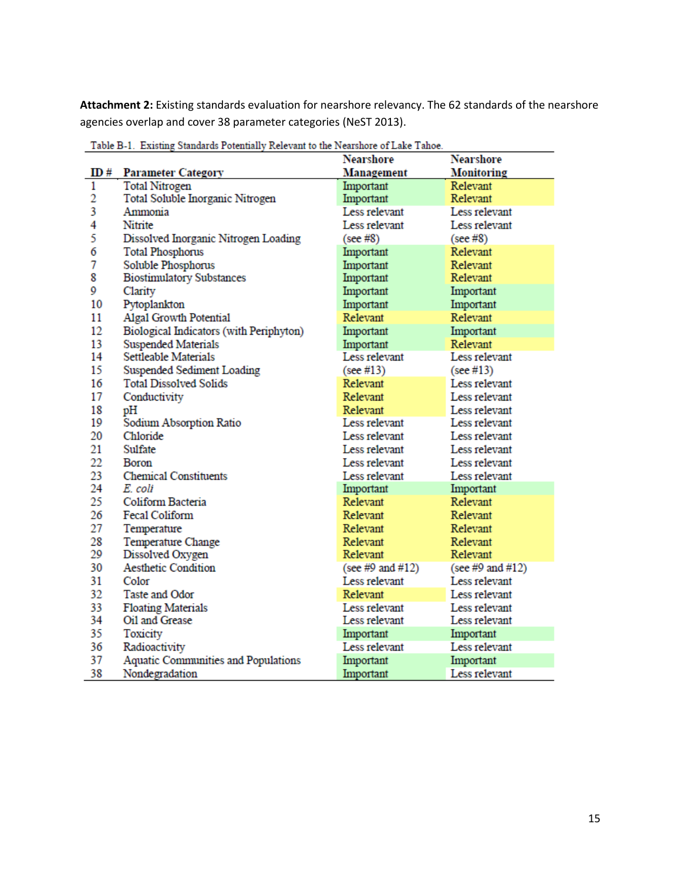**Attachment 2:** Existing standards evaluation for nearshore relevancy. The 62 standards of the nearshore agencies overlap and cover 38 parameter categories (NeST 2013).

Table B-1. Existing Standards Potentially Relevant to the Nearshore of Lake Tahoe.

| ID # | Parameter Category | Nearshore Management | Nearshore Monitoring |
|---|---|---|---|
| 1 | Total Nitrogen | Important | Relevant |
| 2 | Total Soluble Inorganic Nitrogen | Important | Relevant |
| 3 | Ammonia | Less relevant | Less relevant |
| 4 | Nitrite | Less relevant | Less relevant |
| 5 | Dissolved Inorganic Nitrogen Loading | (see #8) | (see #8) |
| 6 | Total Phosphorus | Important | Relevant |
| 7 | Soluble Phosphorus | Important | Relevant |
| 8 | Biostimulatory Substances | Important | Relevant |
| 9 | Clarity | Important | Important |
| 10 | Pytoplankton | Important | Important |
| 11 | Algal Growth Potential | Relevant | Relevant |
| 12 | Biological Indicators (with Periphyton) | Important | Important |
| 13 | Suspended Materials | Important | Relevant |
| 14 | Settleable Materials | Less relevant | Less relevant |
| 15 | Suspended Sediment Loading | (see #13) | (see #13) |
| 16 | Total Dissolved Solids | Relevant | Less relevant |
| 17 | Conductivity | Relevant | Less relevant |
| 18 | pH | Relevant | Less relevant |
| 19 | Sodium Absorption Ratio | Less relevant | Less relevant |
| 20 | Chloride | Less relevant | Less relevant |
| 21 | Sulfate | Less relevant | Less relevant |
| 22 | Boron | Less relevant | Less relevant |
| 23 | Chemical Constituents | Less relevant | Less relevant |
| 24 | *E. coli* | Important | Important |
| 25 | Coliform Bacteria | Relevant | Relevant |
| 26 | Fecal Coliform | Relevant | Relevant |
| 27 | Temperature | Relevant | Relevant |
| 28 | Temperature Change | Relevant | Relevant |
| 29 | Dissolved Oxygen | Relevant | Relevant |
| 30 | Aesthetic Condition | (see #9 and #12) | (see #9 and #12) |
| 31 | Color | Less relevant | Less relevant |
| 32 | Taste and Odor | Relevant | Less relevant |
| 33 | Floating Materials | Less relevant | Less relevant |
| 34 | Oil and Grease | Less relevant | Less relevant |
| 35 | Toxicity | Important | Important |
| 36 | Radioactivity | Less relevant | Less relevant |
| 37 | Aquatic Communities and Populations | Important | Important |
| 38 | Nondegradation | Important | Less relevant |